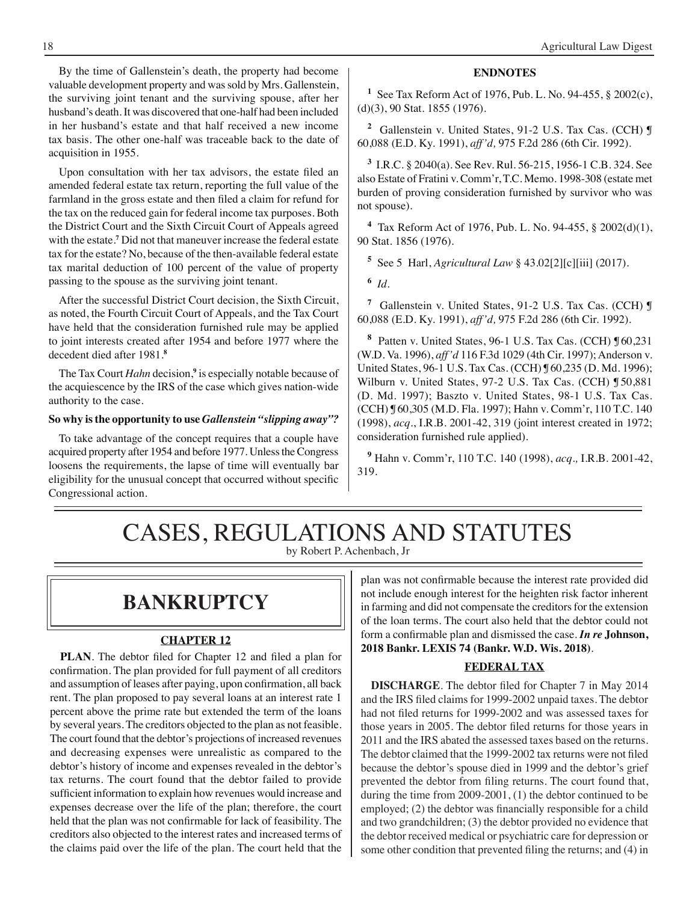By the time of Gallenstein's death, the property had become valuable development property and was sold by Mrs. Gallenstein, the surviving joint tenant and the surviving spouse, after her husband's death. It was discovered that one-half had been included in her husband's estate and that half received a new income tax basis. The other one-half was traceable back to the date of acquisition in 1955.

Upon consultation with her tax advisors, the estate filed an amended federal estate tax return, reporting the full value of the farmland in the gross estate and then filed a claim for refund for the tax on the reduced gain for federal income tax purposes. Both the District Court and the Sixth Circuit Court of Appeals agreed with the estate.[7] Did not that maneuver increase the federal estate tax for the estate? No, because of the then-available federal estate tax marital deduction of 100 percent of the value of property passing to the spouse as the surviving joint tenant.

After the successful District Court decision, the Sixth Circuit, as noted, the Fourth Circuit Court of Appeals, and the Tax Court have held that the consideration furnished rule may be applied to joint interests created after 1954 and before 1977 where the decedent died after 1981.[8]

The Tax Court *Hahn* decision,[9] is especially notable because of the acquiescence by the IRS of the case which gives nation-wide authority to the case.

**So why is the opportunity to use *Gallenstein "slipping away"?***

To take advantage of the concept requires that a couple have acquired property after 1954 and before 1977. Unless the Congress loosens the requirements, the lapse of time will eventually bar eligibility for the unusual concept that occurred without specific Congressional action.

#### ENDNOTES

[1] See Tax Reform Act of 1976, Pub. L. No. 94-455, § 2002(c), (d)(3), 90 Stat. 1855 (1976).

[2] Gallenstein v. United States, 91-2 U.S. Tax Cas. (CCH) ¶ 60,088 (E.D. Ky. 1991), *aff'd,* 975 F.2d 286 (6th Cir. 1992).

[3] I.R.C. § 2040(a). See Rev. Rul. 56-215, 1956-1 C.B. 324. See also Estate of Fratini v. Comm'r, T.C. Memo. 1998-308 (estate met burden of proving consideration furnished by survivor who was not spouse).

[4] Tax Reform Act of 1976, Pub. L. No. 94-455, § 2002(d)(1), 90 Stat. 1856 (1976).

[5] See 5 Harl, *Agricultural Law* § 43.02[2][c][iii] (2017).

[6] *Id.*

[7] Gallenstein v. United States, 91-2 U.S. Tax Cas. (CCH) ¶ 60,088 (E.D. Ky. 1991), *aff'd,* 975 F.2d 286 (6th Cir. 1992).

[8] Patten v. United States, 96-1 U.S. Tax Cas. (CCH) ¶ 60,231 (W.D. Va. 1996), *aff'd* 116 F.3d 1029 (4th Cir. 1997); Anderson v. United States, 96-1 U.S. Tax Cas. (CCH) ¶ 60,235 (D. Md. 1996); Wilburn v. United States, 97-2 U.S. Tax Cas. (CCH) ¶ 50,881 (D. Md. 1997); Baszto v. United States, 98-1 U.S. Tax Cas. (CCH) ¶ 60,305 (M.D. Fla. 1997); Hahn v. Comm'r, 110 T.C. 140 (1998), *acq.*, I.R.B. 2001-42, 319 (joint interest created in 1972; consideration furnished rule applied).

[9] Hahn v. Comm'r, 110 T.C. 140 (1998), *acq.,* I.R.B. 2001-42, 319.

# CASES, REGULATIONS AND STATUTES

by Robert P. Achenbach, Jr

## BANKRUPTCY

### CHAPTER 12

**PLAN**. The debtor filed for Chapter 12 and filed a plan for confirmation. The plan provided for full payment of all creditors and assumption of leases after paying, upon confirmation, all back rent. The plan proposed to pay several loans at an interest rate 1 percent above the prime rate but extended the term of the loans by several years. The creditors objected to the plan as not feasible. The court found that the debtor's projections of increased revenues and decreasing expenses were unrealistic as compared to the debtor's history of income and expenses revealed in the debtor's tax returns. The court found that the debtor failed to provide sufficient information to explain how revenues would increase and expenses decrease over the life of the plan; therefore, the court held that the plan was not confirmable for lack of feasibility. The creditors also objected to the interest rates and increased terms of the claims paid over the life of the plan. The court held that the plan was not confirmable because the interest rate provided did not include enough interest for the heighten risk factor inherent in farming and did not compensate the creditors for the extension of the loan terms. The court also held that the debtor could not form a confirmable plan and dismissed the case. ***In re* Johnson, 2018 Bankr. LEXIS 74 (Bankr. W.D. Wis. 2018)**.

### FEDERAL TAX

**DISCHARGE**. The debtor filed for Chapter 7 in May 2014 and the IRS filed claims for 1999-2002 unpaid taxes. The debtor had not filed returns for 1999-2002 and was assessed taxes for those years in 2005. The debtor filed returns for those years in 2011 and the IRS abated the assessed taxes based on the returns. The debtor claimed that the 1999-2002 tax returns were not filed because the debtor's spouse died in 1999 and the debtor's grief prevented the debtor from filing returns. The court found that, during the time from 2009-2001, (1) the debtor continued to be employed; (2) the debtor was financially responsible for a child and two grandchildren; (3) the debtor provided no evidence that the debtor received medical or psychiatric care for depression or some other condition that prevented filing the returns; and (4) in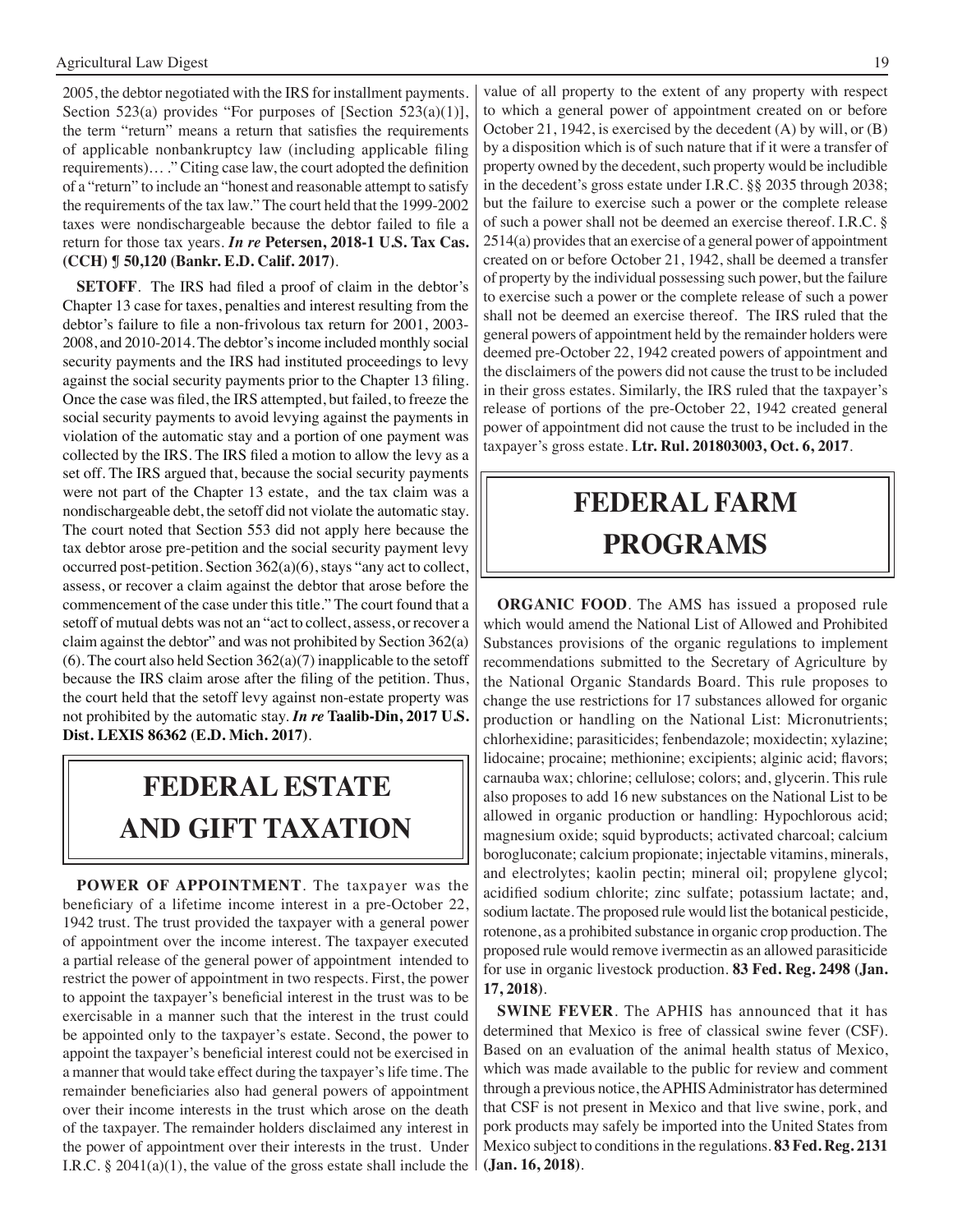2005, the debtor negotiated with the IRS for installment payments. Section 523(a) provides "For purposes of [Section 523(a)(1)], the term "return" means a return that satisfies the requirements of applicable nonbankruptcy law (including applicable filing requirements)… ." Citing case law, the court adopted the definition of a "return" to include an "honest and reasonable attempt to satisfy the requirements of the tax law." The court held that the 1999-2002 taxes were nondischargeable because the debtor failed to file a return for those tax years. ***In re* Petersen, 2018-1 U.S. Tax Cas. (CCH) ¶ 50,120 (Bankr. E.D. Calif. 2017)**.

**SETOFF**. The IRS had filed a proof of claim in the debtor's Chapter 13 case for taxes, penalties and interest resulting from the debtor's failure to file a non-frivolous tax return for 2001, 2003-2008, and 2010-2014. The debtor's income included monthly social security payments and the IRS had instituted proceedings to levy against the social security payments prior to the Chapter 13 filing. Once the case was filed, the IRS attempted, but failed, to freeze the social security payments to avoid levying against the payments in violation of the automatic stay and a portion of one payment was collected by the IRS. The IRS filed a motion to allow the levy as a set off. The IRS argued that, because the social security payments were not part of the Chapter 13 estate, and the tax claim was a nondischargeable debt, the setoff did not violate the automatic stay. The court noted that Section 553 did not apply here because the tax debtor arose pre-petition and the social security payment levy occurred post-petition. Section 362(a)(6), stays "any act to collect, assess, or recover a claim against the debtor that arose before the commencement of the case under this title." The court found that a setoff of mutual debts was not an "act to collect, assess, or recover a claim against the debtor" and was not prohibited by Section 362(a)(6). The court also held Section 362(a)(7) inapplicable to the setoff because the IRS claim arose after the filing of the petition. Thus, the court held that the setoff levy against non-estate property was not prohibited by the automatic stay. ***In re* Taalib-Din, 2017 U.S. Dist. LEXIS 86362 (E.D. Mich. 2017)**.

# FEDERAL ESTATE AND GIFT TAXATION

**POWER OF APPOINTMENT**. The taxpayer was the beneficiary of a lifetime income interest in a pre-October 22, 1942 trust. The trust provided the taxpayer with a general power of appointment over the income interest. The taxpayer executed a partial release of the general power of appointment intended to restrict the power of appointment in two respects. First, the power to appoint the taxpayer's beneficial interest in the trust was to be exercisable in a manner such that the interest in the trust could be appointed only to the taxpayer's estate. Second, the power to appoint the taxpayer's beneficial interest could not be exercised in a manner that would take effect during the taxpayer's life time. The remainder beneficiaries also had general powers of appointment over their income interests in the trust which arose on the death of the taxpayer. The remainder holders disclaimed any interest in the power of appointment over their interests in the trust. Under I.R.C. § 2041(a)(1), the value of the gross estate shall include the value of all property to the extent of any property with respect to which a general power of appointment created on or before October 21, 1942, is exercised by the decedent (A) by will, or (B) by a disposition which is of such nature that if it were a transfer of property owned by the decedent, such property would be includible in the decedent's gross estate under I.R.C. §§ 2035 through 2038; but the failure to exercise such a power or the complete release of such a power shall not be deemed an exercise thereof. I.R.C. § 2514(a) provides that an exercise of a general power of appointment created on or before October 21, 1942, shall be deemed a transfer of property by the individual possessing such power, but the failure to exercise such a power or the complete release of such a power shall not be deemed an exercise thereof. The IRS ruled that the general powers of appointment held by the remainder holders were deemed pre-October 22, 1942 created powers of appointment and the disclaimers of the powers did not cause the trust to be included in their gross estates. Similarly, the IRS ruled that the taxpayer's release of portions of the pre-October 22, 1942 created general power of appointment did not cause the trust to be included in the taxpayer's gross estate. **Ltr. Rul. 201803003, Oct. 6, 2017**.

# FEDERAL FARM PROGRAMS

**ORGANIC FOOD**. The AMS has issued a proposed rule which would amend the National List of Allowed and Prohibited Substances provisions of the organic regulations to implement recommendations submitted to the Secretary of Agriculture by the National Organic Standards Board. This rule proposes to change the use restrictions for 17 substances allowed for organic production or handling on the National List: Micronutrients; chlorhexidine; parasiticides; fenbendazole; moxidectin; xylazine; lidocaine; procaine; methionine; excipients; alginic acid; flavors; carnauba wax; chlorine; cellulose; colors; and, glycerin. This rule also proposes to add 16 new substances on the National List to be allowed in organic production or handling: Hypochlorous acid; magnesium oxide; squid byproducts; activated charcoal; calcium borogluconate; calcium propionate; injectable vitamins, minerals, and electrolytes; kaolin pectin; mineral oil; propylene glycol; acidified sodium chlorite; zinc sulfate; potassium lactate; and, sodium lactate. The proposed rule would list the botanical pesticide, rotenone, as a prohibited substance in organic crop production. The proposed rule would remove ivermectin as an allowed parasiticide for use in organic livestock production. **83 Fed. Reg. 2498 (Jan. 17, 2018)**.

**SWINE FEVER**. The APHIS has announced that it has determined that Mexico is free of classical swine fever (CSF). Based on an evaluation of the animal health status of Mexico, which was made available to the public for review and comment through a previous notice, the APHIS Administrator has determined that CSF is not present in Mexico and that live swine, pork, and pork products may safely be imported into the United States from Mexico subject to conditions in the regulations. **83 Fed. Reg. 2131 (Jan. 16, 2018)**.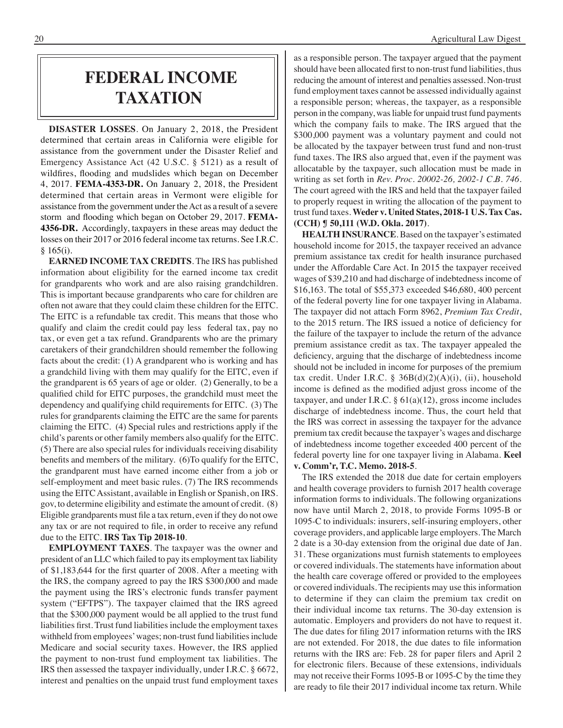# FEDERAL INCOME TAXATION

**DISASTER LOSSES**. On January 2, 2018, the President determined that certain areas in California were eligible for assistance from the government under the Disaster Relief and Emergency Assistance Act (42 U.S.C. § 5121) as a result of wildfires, flooding and mudslides which began on December 4, 2017. **FEMA-4353-DR.** On January 2, 2018, the President determined that certain areas in Vermont were eligible for assistance from the government under the Act as a result of a severe storm and flooding which began on October 29, 2017. **FEMA-4356-DR.** Accordingly, taxpayers in these areas may deduct the losses on their 2017 or 2016 federal income tax returns. See I.R.C. § 165(i).

**EARNED INCOME TAX CREDITS**. The IRS has published information about eligibility for the earned income tax credit for grandparents who work and are also raising grandchildren. This is important because grandparents who care for children are often not aware that they could claim these children for the EITC. The EITC is a refundable tax credit. This means that those who qualify and claim the credit could pay less federal tax, pay no tax, or even get a tax refund. Grandparents who are the primary caretakers of their grandchildren should remember the following facts about the credit: (1) A grandparent who is working and has a grandchild living with them may qualify for the EITC, even if the grandparent is 65 years of age or older. (2) Generally, to be a qualified child for EITC purposes, the grandchild must meet the dependency and qualifying child requirements for EITC. (3) The rules for grandparents claiming the EITC are the same for parents claiming the EITC. (4) Special rules and restrictions apply if the child's parents or other family members also qualify for the EITC. (5) There are also special rules for individuals receiving disability benefits and members of the military. (6)To qualify for the EITC, the grandparent must have earned income either from a job or self-employment and meet basic rules. (7) The IRS recommends using the EITC Assistant, available in English or Spanish, on IRS.gov, to determine eligibility and estimate the amount of credit. (8) Eligible grandparents must file a tax return, even if they do not owe any tax or are not required to file, in order to receive any refund due to the EITC. **IRS Tax Tip 2018-10**.

**EMPLOYMENT TAXES**. The taxpayer was the owner and president of an LLC which failed to pay its employment tax liability of $1,183,644 for the first quarter of 2008. After a meeting with the IRS, the company agreed to pay the IRS $300,000 and made the payment using the IRS's electronic funds transfer payment system ("EFTPS"). The taxpayer claimed that the IRS agreed that the $300,000 payment would be all applied to the trust fund liabilities first. Trust fund liabilities include the employment taxes withheld from employees' wages; non-trust fund liabilities include Medicare and social security taxes. However, the IRS applied the payment to non-trust fund employment tax liabilities. The IRS then assessed the taxpayer individually, under I.R.C. § 6672, interest and penalties on the unpaid trust fund employment taxes as a responsible person. The taxpayer argued that the payment should have been allocated first to non-trust fund liabilities, thus reducing the amount of interest and penalties assessed. Non-trust fund employment taxes cannot be assessed individually against a responsible person; whereas, the taxpayer, as a responsible person in the company, was liable for unpaid trust fund payments which the company fails to make. The IRS argued that the $300,000 payment was a voluntary payment and could not be allocated by the taxpayer between trust fund and non-trust fund taxes. The IRS also argued that, even if the payment was allocatable by the taxpayer, such allocation must be made in writing as set forth in *Rev. Proc. 20002-26, 2002-1 C.B. 746*. The court agreed with the IRS and held that the taxpayer failed to properly request in writing the allocation of the payment to trust fund taxes. **Weder v. United States, 2018-1 U.S. Tax Cas. (CCH) ¶ 50,111 (W.D. Okla. 2017)**.

**HEALTH INSURANCE**. Based on the taxpayer's estimated household income for 2015, the taxpayer received an advance premium assistance tax credit for health insurance purchased under the Affordable Care Act. In 2015 the taxpayer received wages of $39,210 and had discharge of indebtedness income of $16,163. The total of $55,373 exceeded $46,680, 400 percent of the federal poverty line for one taxpayer living in Alabama. The taxpayer did not attach Form 8962, *Premium Tax Credit*, to the 2015 return. The IRS issued a notice of deficiency for the failure of the taxpayer to include the return of the advance premium assistance credit as tax. The taxpayer appealed the deficiency, arguing that the discharge of indebtedness income should not be included in income for purposes of the premium tax credit. Under I.R.C. § 36B(d)(2)(A)(i), (ii), household income is defined as the modified adjust gross income of the taxpayer, and under I.R.C. § 61(a)(12), gross income includes discharge of indebtedness income. Thus, the court held that the IRS was correct in assessing the taxpayer for the advance premium tax credit because the taxpayer's wages and discharge of indebtedness income together exceeded 400 percent of the federal poverty line for one taxpayer living in Alabama. **Keel v. Comm'r, T.C. Memo. 2018-5**.

The IRS extended the 2018 due date for certain employers and health coverage providers to furnish 2017 health coverage information forms to individuals. The following organizations now have until March 2, 2018, to provide Forms 1095-B or 1095-C to individuals: insurers, self-insuring employers, other coverage providers, and applicable large employers. The March 2 date is a 30-day extension from the original due date of Jan. 31. These organizations must furnish statements to employees or covered individuals. The statements have information about the health care coverage offered or provided to the employees or covered individuals. The recipients may use this information to determine if they can claim the premium tax credit on their individual income tax returns. The 30-day extension is automatic. Employers and providers do not have to request it. The due dates for filing 2017 information returns with the IRS are not extended. For 2018, the due dates to file information returns with the IRS are: Feb. 28 for paper filers and April 2 for electronic filers. Because of these extensions, individuals may not receive their Forms 1095-B or 1095-C by the time they are ready to file their 2017 individual income tax return. While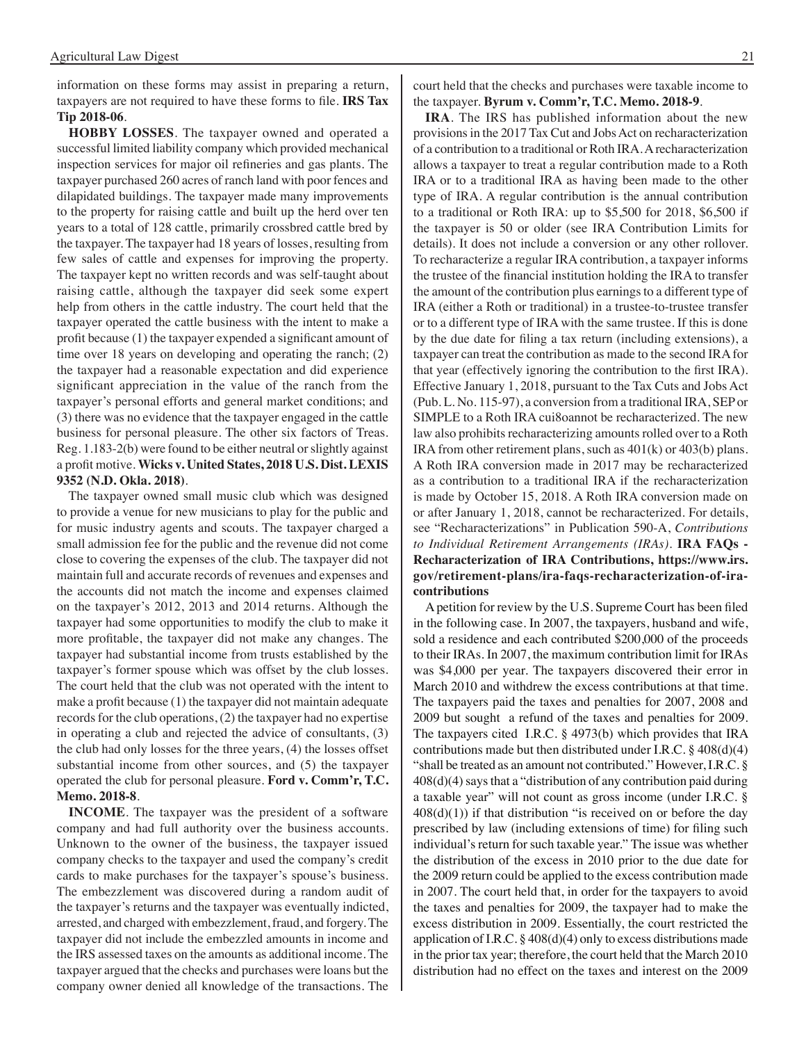information on these forms may assist in preparing a return, taxpayers are not required to have these forms to file. **IRS Tax Tip 2018-06**.

**HOBBY LOSSES**. The taxpayer owned and operated a successful limited liability company which provided mechanical inspection services for major oil refineries and gas plants. The taxpayer purchased 260 acres of ranch land with poor fences and dilapidated buildings. The taxpayer made many improvements to the property for raising cattle and built up the herd over ten years to a total of 128 cattle, primarily crossbred cattle bred by the taxpayer. The taxpayer had 18 years of losses, resulting from few sales of cattle and expenses for improving the property. The taxpayer kept no written records and was self-taught about raising cattle, although the taxpayer did seek some expert help from others in the cattle industry. The court held that the taxpayer operated the cattle business with the intent to make a profit because (1) the taxpayer expended a significant amount of time over 18 years on developing and operating the ranch; (2) the taxpayer had a reasonable expectation and did experience significant appreciation in the value of the ranch from the taxpayer's personal efforts and general market conditions; and (3) there was no evidence that the taxpayer engaged in the cattle business for personal pleasure. The other six factors of Treas. Reg. 1.183-2(b) were found to be either neutral or slightly against a profit motive. **Wicks v. United States, 2018 U.S. Dist. LEXIS 9352 (N.D. Okla. 2018)**.

The taxpayer owned small music club which was designed to provide a venue for new musicians to play for the public and for music industry agents and scouts. The taxpayer charged a small admission fee for the public and the revenue did not come close to covering the expenses of the club. The taxpayer did not maintain full and accurate records of revenues and expenses and the accounts did not match the income and expenses claimed on the taxpayer's 2012, 2013 and 2014 returns. Although the taxpayer had some opportunities to modify the club to make it more profitable, the taxpayer did not make any changes. The taxpayer had substantial income from trusts established by the taxpayer's former spouse which was offset by the club losses. The court held that the club was not operated with the intent to make a profit because (1) the taxpayer did not maintain adequate records for the club operations, (2) the taxpayer had no expertise in operating a club and rejected the advice of consultants, (3) the club had only losses for the three years, (4) the losses offset substantial income from other sources, and (5) the taxpayer operated the club for personal pleasure. **Ford v. Comm'r, T.C. Memo. 2018-8**.

**INCOME**. The taxpayer was the president of a software company and had full authority over the business accounts. Unknown to the owner of the business, the taxpayer issued company checks to the taxpayer and used the company's credit cards to make purchases for the taxpayer's spouse's business. The embezzlement was discovered during a random audit of the taxpayer's returns and the taxpayer was eventually indicted, arrested, and charged with embezzlement, fraud, and forgery. The taxpayer did not include the embezzled amounts in income and the IRS assessed taxes on the amounts as additional income. The taxpayer argued that the checks and purchases were loans but the company owner denied all knowledge of the transactions. The court held that the checks and purchases were taxable income to the taxpayer. **Byrum v. Comm'r, T.C. Memo. 2018-9**.

**IRA**. The IRS has published information about the new provisions in the 2017 Tax Cut and Jobs Act on recharacterization of a contribution to a traditional or Roth IRA. A recharacterization allows a taxpayer to treat a regular contribution made to a Roth IRA or to a traditional IRA as having been made to the other type of IRA. A regular contribution is the annual contribution to a traditional or Roth IRA: up to $5,500 for 2018, $6,500 if the taxpayer is 50 or older (see IRA Contribution Limits for details). It does not include a conversion or any other rollover. To recharacterize a regular IRA contribution, a taxpayer informs the trustee of the financial institution holding the IRA to transfer the amount of the contribution plus earnings to a different type of IRA (either a Roth or traditional) in a trustee-to-trustee transfer or to a different type of IRA with the same trustee. If this is done by the due date for filing a tax return (including extensions), a taxpayer can treat the contribution as made to the second IRA for that year (effectively ignoring the contribution to the first IRA). Effective January 1, 2018, pursuant to the Tax Cuts and Jobs Act (Pub. L. No. 115-97), a conversion from a traditional IRA, SEP or SIMPLE to a Roth IRA cui8oannot be recharacterized. The new law also prohibits recharacterizing amounts rolled over to a Roth IRA from other retirement plans, such as 401(k) or 403(b) plans. A Roth IRA conversion made in 2017 may be recharacterized as a contribution to a traditional IRA if the recharacterization is made by October 15, 2018. A Roth IRA conversion made on or after January 1, 2018, cannot be recharacterized. For details, see "Recharacterizations" in Publication 590-A, *Contributions to Individual Retirement Arrangements (IRAs)*. **IRA FAQs - Recharacterization of IRA Contributions, https://www.irs.gov/retirement-plans/ira-faqs-recharacterization-of-ira-contributions**

A petition for review by the U.S. Supreme Court has been filed in the following case. In 2007, the taxpayers, husband and wife, sold a residence and each contributed $200,000 of the proceeds to their IRAs. In 2007, the maximum contribution limit for IRAs was $4,000 per year. The taxpayers discovered their error in March 2010 and withdrew the excess contributions at that time. The taxpayers paid the taxes and penalties for 2007, 2008 and 2009 but sought a refund of the taxes and penalties for 2009. The taxpayers cited I.R.C. § 4973(b) which provides that IRA contributions made but then distributed under I.R.C. § 408(d)(4) "shall be treated as an amount not contributed." However, I.R.C. § 408(d)(4) says that a "distribution of any contribution paid during a taxable year" will not count as gross income (under I.R.C. § 408(d)(1)) if that distribution "is received on or before the day prescribed by law (including extensions of time) for filing such individual's return for such taxable year." The issue was whether the distribution of the excess in 2010 prior to the due date for the 2009 return could be applied to the excess contribution made in 2007. The court held that, in order for the taxpayers to avoid the taxes and penalties for 2009, the taxpayer had to make the excess distribution in 2009. Essentially, the court restricted the application of I.R.C. § 408(d)(4) only to excess distributions made in the prior tax year; therefore, the court held that the March 2010 distribution had no effect on the taxes and interest on the 2009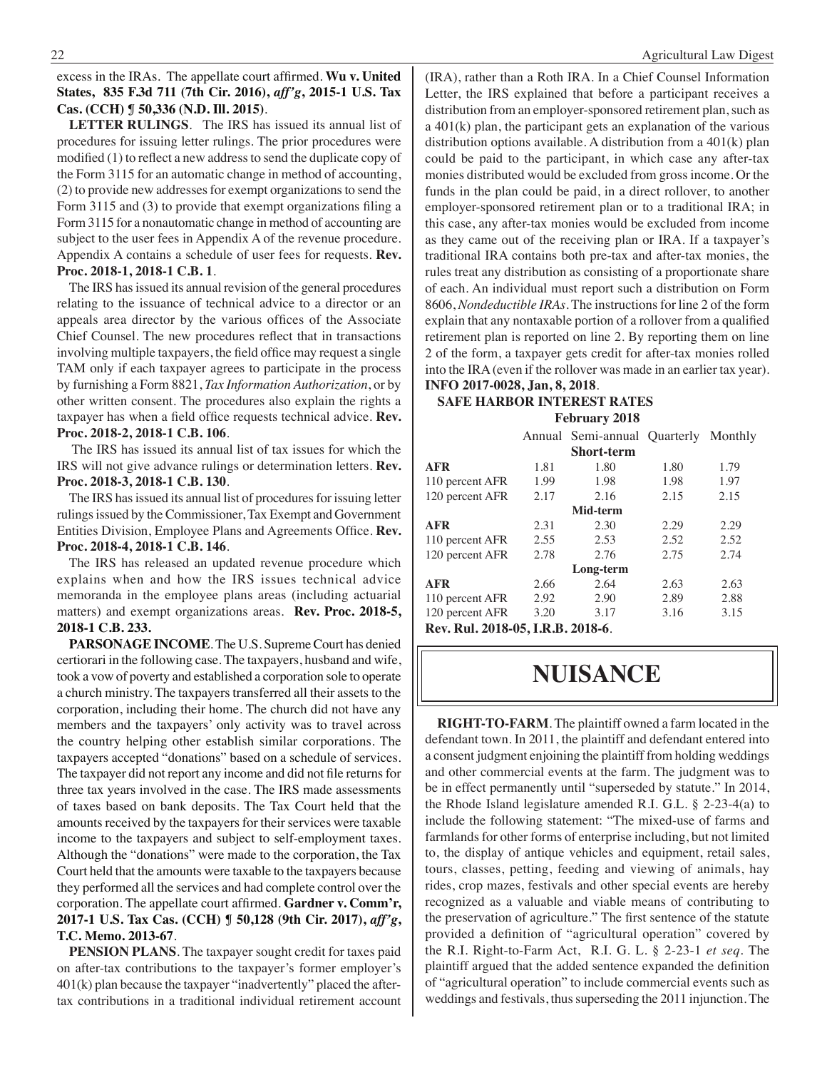excess in the IRAs. The appellate court affirmed. **Wu v. United States, 835 F.3d 711 (7th Cir. 2016), *aff'g*, 2015-1 U.S. Tax Cas. (CCH) ¶ 50,336 (N.D. Ill. 2015)**.

**LETTER RULINGS**. The IRS has issued its annual list of procedures for issuing letter rulings. The prior procedures were modified (1) to reflect a new address to send the duplicate copy of the Form 3115 for an automatic change in method of accounting, (2) to provide new addresses for exempt organizations to send the Form 3115 and (3) to provide that exempt organizations filing a Form 3115 for a nonautomatic change in method of accounting are subject to the user fees in Appendix A of the revenue procedure. Appendix A contains a schedule of user fees for requests. **Rev. Proc. 2018-1, 2018-1 C.B. 1**.

The IRS has issued its annual revision of the general procedures relating to the issuance of technical advice to a director or an appeals area director by the various offices of the Associate Chief Counsel. The new procedures reflect that in transactions involving multiple taxpayers, the field office may request a single TAM only if each taxpayer agrees to participate in the process by furnishing a Form 8821, *Tax Information Authorization*, or by other written consent. The procedures also explain the rights a taxpayer has when a field office requests technical advice. **Rev. Proc. 2018-2, 2018-1 C.B. 106**.

The IRS has issued its annual list of tax issues for which the IRS will not give advance rulings or determination letters. **Rev. Proc. 2018-3, 2018-1 C.B. 130**.

The IRS has issued its annual list of procedures for issuing letter rulings issued by the Commissioner, Tax Exempt and Government Entities Division, Employee Plans and Agreements Office. **Rev. Proc. 2018-4, 2018-1 C.B. 146**.

The IRS has released an updated revenue procedure which explains when and how the IRS issues technical advice memoranda in the employee plans areas (including actuarial matters) and exempt organizations areas. **Rev. Proc. 2018-5, 2018-1 C.B. 233.**

**PARSONAGE INCOME**. The U.S. Supreme Court has denied certiorari in the following case. The taxpayers, husband and wife, took a vow of poverty and established a corporation sole to operate a church ministry. The taxpayers transferred all their assets to the corporation, including their home. The church did not have any members and the taxpayers' only activity was to travel across the country helping other establish similar corporations. The taxpayers accepted "donations" based on a schedule of services. The taxpayer did not report any income and did not file returns for three tax years involved in the case. The IRS made assessments of taxes based on bank deposits. The Tax Court held that the amounts received by the taxpayers for their services were taxable income to the taxpayers and subject to self-employment taxes. Although the "donations" were made to the corporation, the Tax Court held that the amounts were taxable to the taxpayers because they performed all the services and had complete control over the corporation. The appellate court affirmed. **Gardner v. Comm'r, 2017-1 U.S. Tax Cas. (CCH) ¶ 50,128 (9th Cir. 2017), *aff'g*, T.C. Memo. 2013-67**.

**PENSION PLANS**. The taxpayer sought credit for taxes paid on after-tax contributions to the taxpayer's former employer's 401(k) plan because the taxpayer "inadvertently" placed the after-tax contributions in a traditional individual retirement account (IRA), rather than a Roth IRA. In a Chief Counsel Information Letter, the IRS explained that before a participant receives a distribution from an employer-sponsored retirement plan, such as a 401(k) plan, the participant gets an explanation of the various distribution options available. A distribution from a 401(k) plan could be paid to the participant, in which case any after-tax monies distributed would be excluded from gross income. Or the funds in the plan could be paid, in a direct rollover, to another employer-sponsored retirement plan or to a traditional IRA; in this case, any after-tax monies would be excluded from income as they came out of the receiving plan or IRA. If a taxpayer's traditional IRA contains both pre-tax and after-tax monies, the rules treat any distribution as consisting of a proportionate share of each. An individual must report such a distribution on Form 8606, *Nondeductible IRAs*. The instructions for line 2 of the form explain that any nontaxable portion of a rollover from a qualified retirement plan is reported on line 2. By reporting them on line 2 of the form, a taxpayer gets credit for after-tax monies rolled into the IRA (even if the rollover was made in an earlier tax year). **INFO 2017-0028, Jan, 8, 2018**.

**SAFE HARBOR INTEREST RATES**

**February 2018**

| | Annual | Semi-annual | Quarterly | Monthly |
|---|---|---|---|---|
| | | **Short-term** | | |
| **AFR** | 1.81 | 1.80 | 1.80 | 1.79 |
| 110 percent AFR | 1.99 | 1.98 | 1.98 | 1.97 |
| 120 percent AFR | 2.17 | 2.16 | 2.15 | 2.15 |
| | | **Mid-term** | | |
| **AFR** | 2.31 | 2.30 | 2.29 | 2.29 |
| 110 percent AFR | 2.55 | 2.53 | 2.52 | 2.52 |
| 120 percent AFR | 2.78 | 2.76 | 2.75 | 2.74 |
| | | **Long-term** | | |
| **AFR** | 2.66 | 2.64 | 2.63 | 2.63 |
| 110 percent AFR | 2.92 | 2.90 | 2.89 | 2.88 |
| 120 percent AFR | 3.20 | 3.17 | 3.16 | 3.15 |

**Rev. Rul. 2018-05, I.R.B. 2018-6**.

# NUISANCE

**RIGHT-TO-FARM**. The plaintiff owned a farm located in the defendant town. In 2011, the plaintiff and defendant entered into a consent judgment enjoining the plaintiff from holding weddings and other commercial events at the farm. The judgment was to be in effect permanently until "superseded by statute." In 2014, the Rhode Island legislature amended R.I. G.L. § 2-23-4(a) to include the following statement: "The mixed-use of farms and farmlands for other forms of enterprise including, but not limited to, the display of antique vehicles and equipment, retail sales, tours, classes, petting, feeding and viewing of animals, hay rides, crop mazes, festivals and other special events are hereby recognized as a valuable and viable means of contributing to the preservation of agriculture." The first sentence of the statute provided a definition of "agricultural operation" covered by the R.I. Right-to-Farm Act, R.I. G. L. § 2-23-1 *et seq*. The plaintiff argued that the added sentence expanded the definition of "agricultural operation" to include commercial events such as weddings and festivals, thus superseding the 2011 injunction. The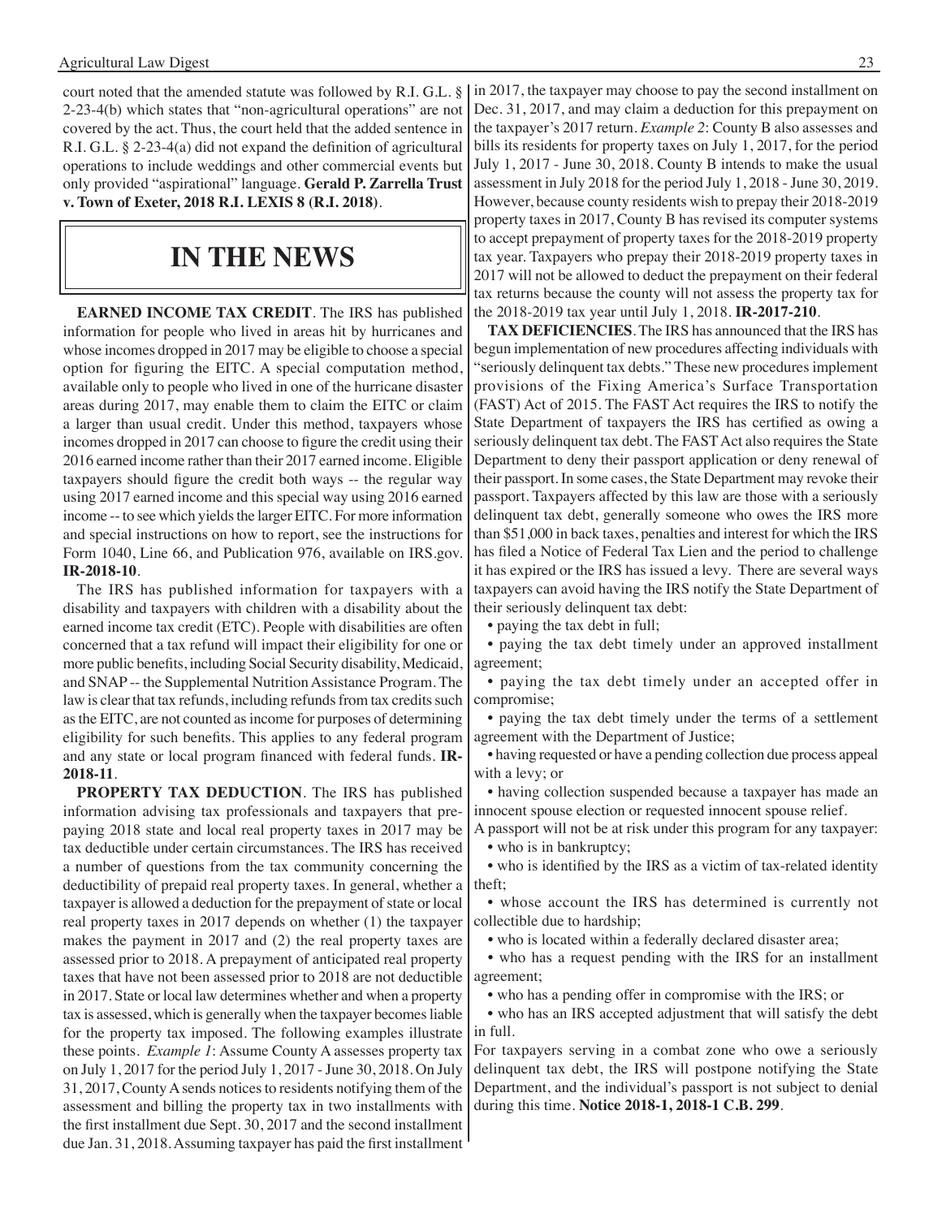court noted that the amended statute was followed by R.I. G.L. § 2-23-4(b) which states that "non-agricultural operations" are not covered by the act. Thus, the court held that the added sentence in R.I. G.L. § 2-23-4(a) did not expand the definition of agricultural operations to include weddings and other commercial events but only provided "aspirational" language. **Gerald P. Zarrella Trust v. Town of Exeter, 2018 R.I. LEXIS 8 (R.I. 2018)**.

# IN THE NEWS

**EARNED INCOME TAX CREDIT**. The IRS has published information for people who lived in areas hit by hurricanes and whose incomes dropped in 2017 may be eligible to choose a special option for figuring the EITC. A special computation method, available only to people who lived in one of the hurricane disaster areas during 2017, may enable them to claim the EITC or claim a larger than usual credit. Under this method, taxpayers whose incomes dropped in 2017 can choose to figure the credit using their 2016 earned income rather than their 2017 earned income. Eligible taxpayers should figure the credit both ways -- the regular way using 2017 earned income and this special way using 2016 earned income -- to see which yields the larger EITC. For more information and special instructions on how to report, see the instructions for Form 1040, Line 66, and Publication 976, available on IRS.gov. **IR-2018-10**.

The IRS has published information for taxpayers with a disability and taxpayers with children with a disability about the earned income tax credit (ETC). People with disabilities are often concerned that a tax refund will impact their eligibility for one or more public benefits, including Social Security disability, Medicaid, and SNAP -- the Supplemental Nutrition Assistance Program. The law is clear that tax refunds, including refunds from tax credits such as the EITC, are not counted as income for purposes of determining eligibility for such benefits. This applies to any federal program and any state or local program financed with federal funds. **IR-2018-11**.

**PROPERTY TAX DEDUCTION**. The IRS has published information advising tax professionals and taxpayers that pre-paying 2018 state and local real property taxes in 2017 may be tax deductible under certain circumstances. The IRS has received a number of questions from the tax community concerning the deductibility of prepaid real property taxes. In general, whether a taxpayer is allowed a deduction for the prepayment of state or local real property taxes in 2017 depends on whether (1) the taxpayer makes the payment in 2017 and (2) the real property taxes are assessed prior to 2018. A prepayment of anticipated real property taxes that have not been assessed prior to 2018 are not deductible in 2017. State or local law determines whether and when a property tax is assessed, which is generally when the taxpayer becomes liable for the property tax imposed. The following examples illustrate these points. *Example 1*: Assume County A assesses property tax on July 1, 2017 for the period July 1, 2017 - June 30, 2018. On July 31, 2017, County A sends notices to residents notifying them of the assessment and billing the property tax in two installments with the first installment due Sept. 30, 2017 and the second installment due Jan. 31, 2018. Assuming taxpayer has paid the first installment in 2017, the taxpayer may choose to pay the second installment on Dec. 31, 2017, and may claim a deduction for this prepayment on the taxpayer's 2017 return. *Example 2*: County B also assesses and bills its residents for property taxes on July 1, 2017, for the period July 1, 2017 - June 30, 2018. County B intends to make the usual assessment in July 2018 for the period July 1, 2018 - June 30, 2019. However, because county residents wish to prepay their 2018-2019 property taxes in 2017, County B has revised its computer systems to accept prepayment of property taxes for the 2018-2019 property tax year. Taxpayers who prepay their 2018-2019 property taxes in 2017 will not be allowed to deduct the prepayment on their federal tax returns because the county will not assess the property tax for the 2018-2019 tax year until July 1, 2018. **IR-2017-210**.

**TAX DEFICIENCIES**. The IRS has announced that the IRS has begun implementation of new procedures affecting individuals with "seriously delinquent tax debts." These new procedures implement provisions of the Fixing America's Surface Transportation (FAST) Act of 2015. The FAST Act requires the IRS to notify the State Department of taxpayers the IRS has certified as owing a seriously delinquent tax debt. The FAST Act also requires the State Department to deny their passport application or deny renewal of their passport. In some cases, the State Department may revoke their passport. Taxpayers affected by this law are those with a seriously delinquent tax debt, generally someone who owes the IRS more than $51,000 in back taxes, penalties and interest for which the IRS has filed a Notice of Federal Tax Lien and the period to challenge it has expired or the IRS has issued a levy. There are several ways taxpayers can avoid having the IRS notify the State Department of their seriously delinquent tax debt:

- paying the tax debt in full;
- paying the tax debt timely under an approved installment agreement;
- paying the tax debt timely under an accepted offer in compromise;
- paying the tax debt timely under the terms of a settlement agreement with the Department of Justice;
- having requested or have a pending collection due process appeal with a levy; or
- having collection suspended because a taxpayer has made an innocent spouse election or requested innocent spouse relief.

A passport will not be at risk under this program for any taxpayer:

- who is in bankruptcy;
- who is identified by the IRS as a victim of tax-related identity theft;
- whose account the IRS has determined is currently not collectible due to hardship;
- who is located within a federally declared disaster area;
- who has a request pending with the IRS for an installment agreement;
- who has a pending offer in compromise with the IRS; or
- who has an IRS accepted adjustment that will satisfy the debt in full.

For taxpayers serving in a combat zone who owe a seriously delinquent tax debt, the IRS will postpone notifying the State Department, and the individual's passport is not subject to denial during this time. **Notice 2018-1, 2018-1 C.B. 299**.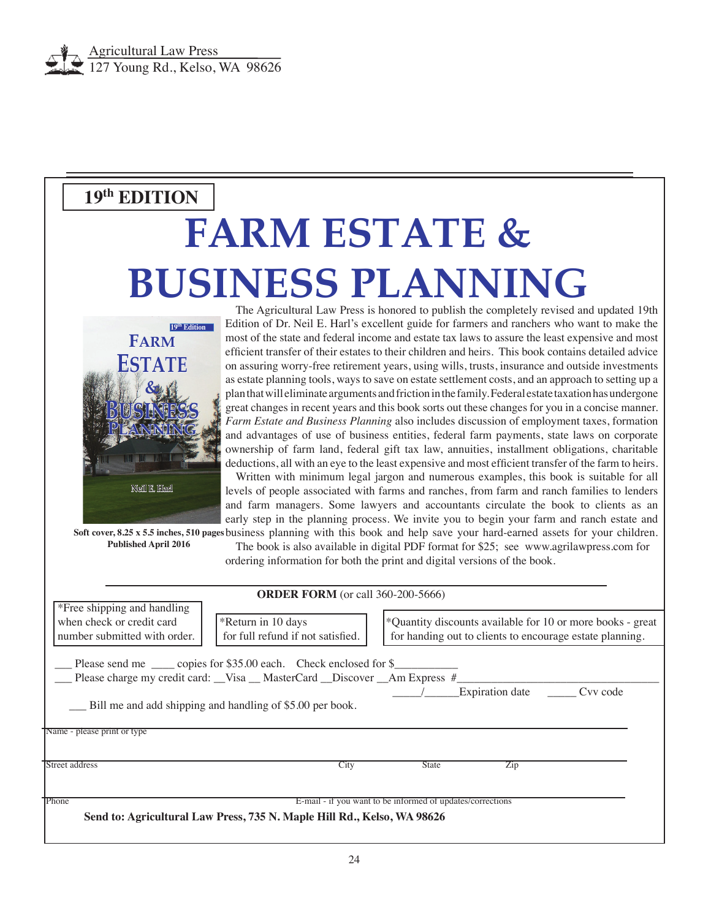Agricultural Law Press
127 Young Rd., Kelso, WA 98626

**19th EDITION**

# FARM ESTATE & BUSINESS PLANNING

**Soft cover, 8.25 x 5.5 inches, 510 pages**
**Published April 2016**

The Agricultural Law Press is honored to publish the completely revised and updated 19th Edition of Dr. Neil E. Harl's excellent guide for farmers and ranchers who want to make the most of the state and federal income and estate tax laws to assure the least expensive and most efficient transfer of their estates to their children and heirs. This book contains detailed advice on assuring worry-free retirement years, using wills, trusts, insurance and outside investments as estate planning tools, ways to save on estate settlement costs, and an approach to setting up a plan that will eliminate arguments and friction in the family. Federal estate taxation has undergone great changes in recent years and this book sorts out these changes for you in a concise manner. *Farm Estate and Business Planning* also includes discussion of employment taxes, formation and advantages of use of business entities, federal farm payments, state laws on corporate ownership of farm land, federal gift tax law, annuities, installment obligations, charitable deductions, all with an eye to the least expensive and most efficient transfer of the farm to heirs.

Written with minimum legal jargon and numerous examples, this book is suitable for all levels of people associated with farms and ranches, from farm and ranch families to lenders and farm managers. Some lawyers and accountants circulate the book to clients as an early step in the planning process. We invite you to begin your farm and ranch estate and business planning with this book and help save your hard-earned assets for your children.

The book is also available in digital PDF format for $25; see www.agrilawpress.com for ordering information for both the print and digital versions of the book.

**ORDER FORM** (or call 360-200-5666)

*Free shipping and handling when check or credit card number submitted with order.

*Return in 10 days for full refund if not satisfied.

*Quantity discounts available for 10 or more books - great for handing out to clients to encourage estate planning.

___ Please send me ____ copies for $35.00 each. Check enclosed for $__________

___ Please charge my credit card: __Visa __ MasterCard __Discover __Am Express #________________________________

_____/______Expiration date _____ Cvv code

___ Bill me and add shipping and handling of $5.00 per book.

Name - please print or type

Street address City State Zip

Phone E-mail - if you want to be informed of updates/corrections

**Send to: Agricultural Law Press, 735 N. Maple Hill Rd., Kelso, WA 98626**